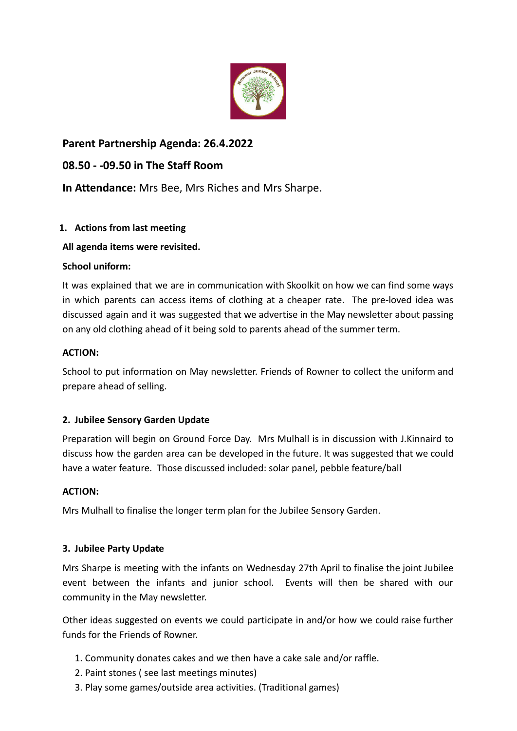## Parent Partnership Agenda: 26.4.2022

## 08.50 - -09.50 in The Staff Room

**In Attendance:** Mrs Bee, Mrs Riches and Mrs Sharpe.

1. **Actions from last meeting**

**All agenda items were revisited.**

**School uniform:**

It was explained that we are in communication with Skoolkit on how we can find some ways in which parents can access items of clothing at a cheaper rate. The pre-loved idea was discussed again and it was suggested that we advertise in the May newsletter about passing on any old clothing ahead of it being sold to parents ahead of the summer term.

**ACTION:**

School to put information on May newsletter. Friends of Rowner to collect the uniform and prepare ahead of selling.

2. **Jubilee Sensory Garden Update**

Preparation will begin on Ground Force Day. Mrs Mulhall is in discussion with J.Kinnaird to discuss how the garden area can be developed in the future. It was suggested that we could have a water feature. Those discussed included: solar panel, pebble feature/ball

**ACTION:**

Mrs Mulhall to finalise the longer term plan for the Jubilee Sensory Garden.

3. **Jubilee Party Update**

Mrs Sharpe is meeting with the infants on Wednesday 27th April to finalise the joint Jubilee event between the infants and junior school. Events will then be shared with our community in the May newsletter.

Other ideas suggested on events we could participate in and/or how we could raise further funds for the Friends of Rowner.

1. Community donates cakes and we then have a cake sale and/or raffle.
2. Paint stones ( see last meetings minutes)
3. Play some games/outside area activities. (Traditional games)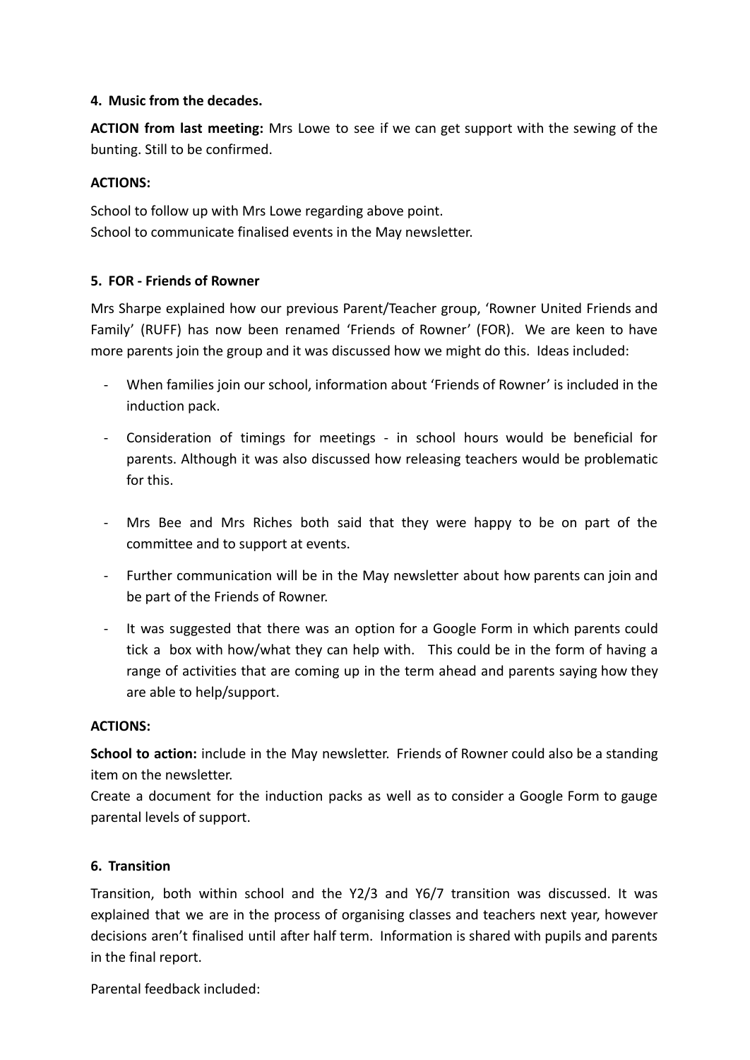**4. Music from the decades.**

**ACTION from last meeting:** Mrs Lowe to see if we can get support with the sewing of the bunting. Still to be confirmed.

**ACTIONS:**

School to follow up with Mrs Lowe regarding above point.
School to communicate finalised events in the May newsletter.

**5. FOR - Friends of Rowner**

Mrs Sharpe explained how our previous Parent/Teacher group, 'Rowner United Friends and Family' (RUFF) has now been renamed 'Friends of Rowner' (FOR). We are keen to have more parents join the group and it was discussed how we might do this. Ideas included:

- When families join our school, information about 'Friends of Rowner' is included in the induction pack.
- Consideration of timings for meetings - in school hours would be beneficial for parents. Although it was also discussed how releasing teachers would be problematic for this.
- Mrs Bee and Mrs Riches both said that they were happy to be on part of the committee and to support at events.
- Further communication will be in the May newsletter about how parents can join and be part of the Friends of Rowner.
- It was suggested that there was an option for a Google Form in which parents could tick a box with how/what they can help with. This could be in the form of having a range of activities that are coming up in the term ahead and parents saying how they are able to help/support.

**ACTIONS:**

**School to action:** include in the May newsletter. Friends of Rowner could also be a standing item on the newsletter.
Create a document for the induction packs as well as to consider a Google Form to gauge parental levels of support.

**6. Transition**

Transition, both within school and the Y2/3 and Y6/7 transition was discussed. It was explained that we are in the process of organising classes and teachers next year, however decisions aren't finalised until after half term. Information is shared with pupils and parents in the final report.

Parental feedback included: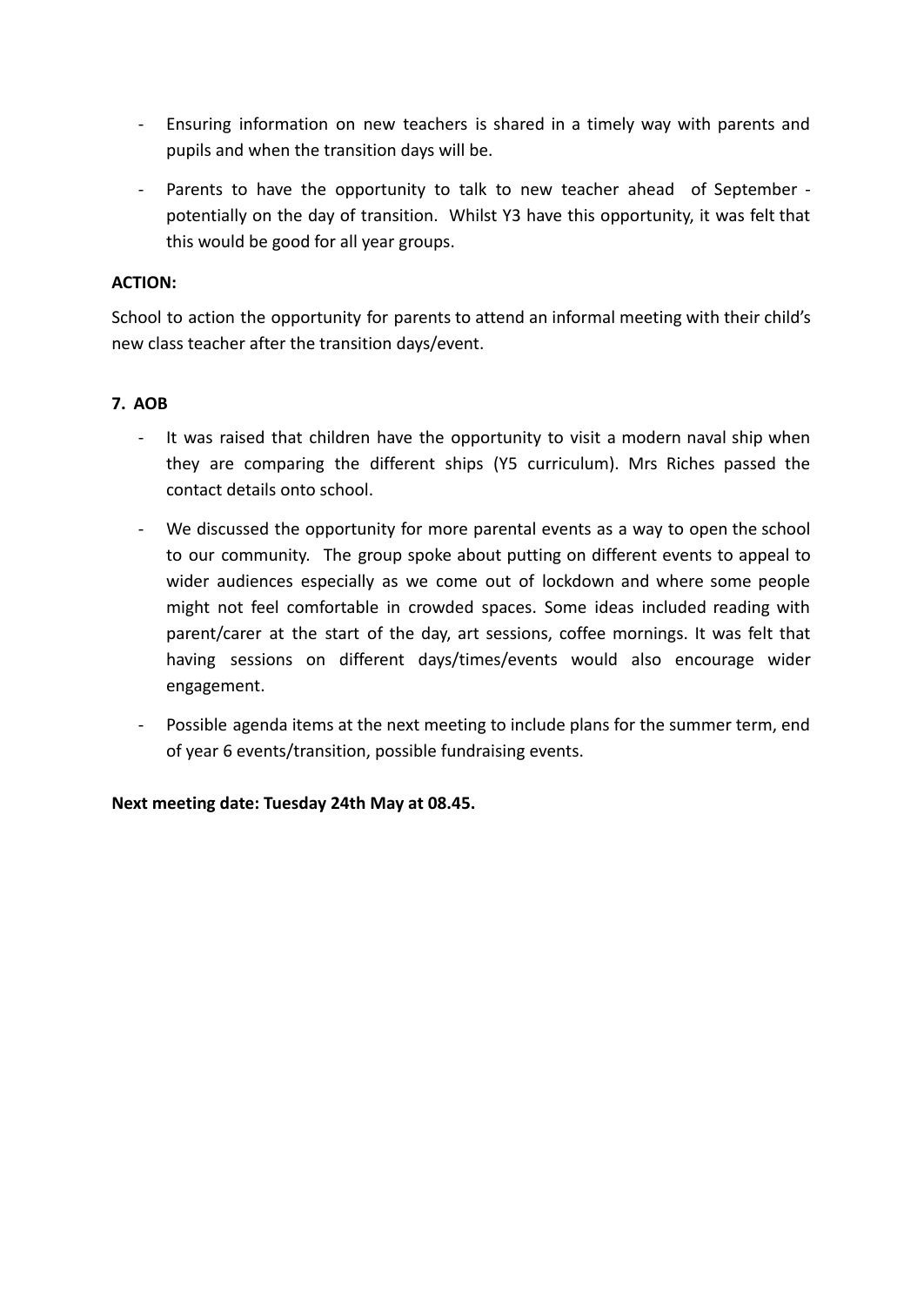- Ensuring information on new teachers is shared in a timely way with parents and pupils and when the transition days will be.
- Parents to have the opportunity to talk to new teacher ahead of September - potentially on the day of transition. Whilst Y3 have this opportunity, it was felt that this would be good for all year groups.

**ACTION:**

School to action the opportunity for parents to attend an informal meeting with their child's new class teacher after the transition days/event.

**7. AOB**

- It was raised that children have the opportunity to visit a modern naval ship when they are comparing the different ships (Y5 curriculum). Mrs Riches passed the contact details onto school.
- We discussed the opportunity for more parental events as a way to open the school to our community. The group spoke about putting on different events to appeal to wider audiences especially as we come out of lockdown and where some people might not feel comfortable in crowded spaces. Some ideas included reading with parent/carer at the start of the day, art sessions, coffee mornings. It was felt that having sessions on different days/times/events would also encourage wider engagement.
- Possible agenda items at the next meeting to include plans for the summer term, end of year 6 events/transition, possible fundraising events.

**Next meeting date: Tuesday 24th May at 08.45.**